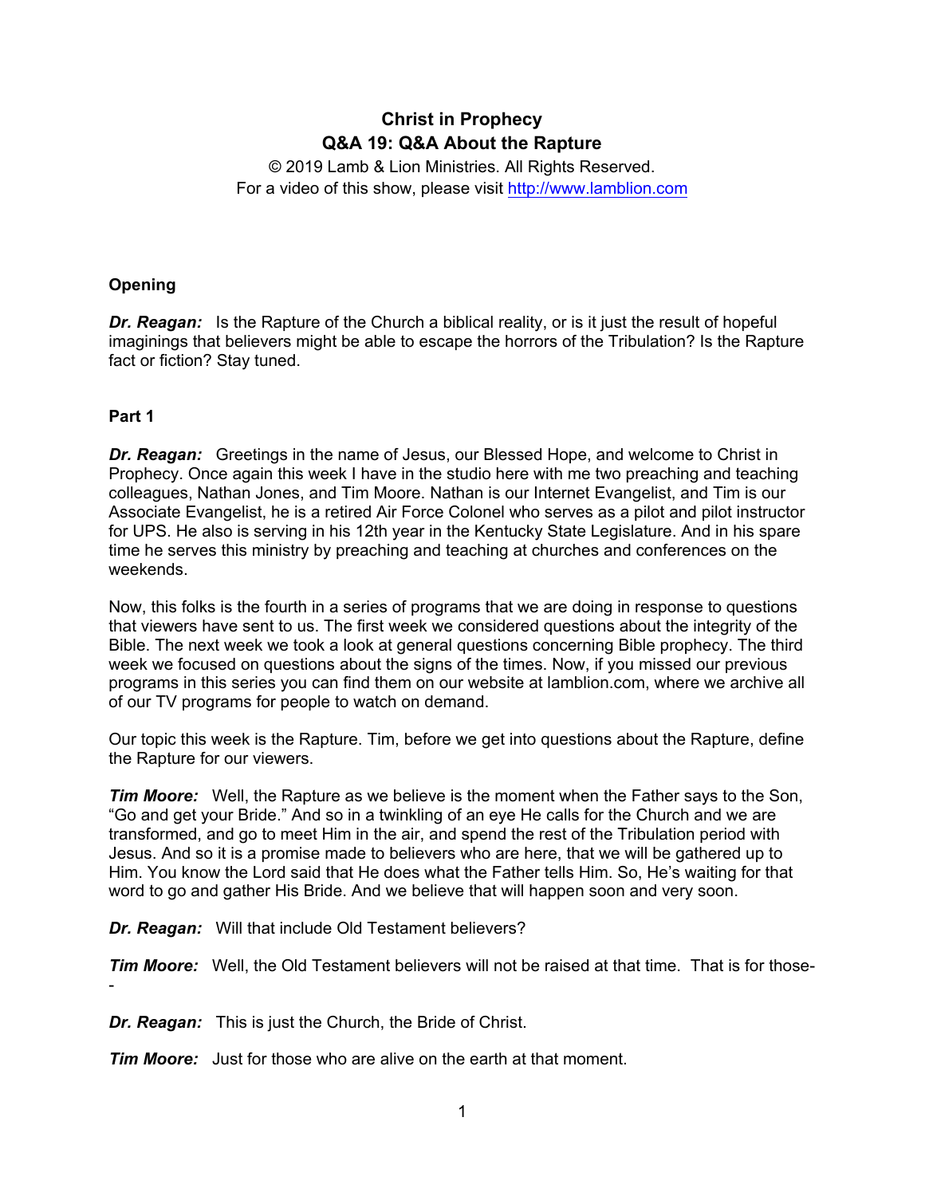# Christ in Prophecy
## Q&A 19: Q&A About the Rapture

© 2019 Lamb & Lion Ministries. All Rights Reserved.
For a video of this show, please visit http://www.lamblion.com

### Opening

***Dr. Reagan:*** Is the Rapture of the Church a biblical reality, or is it just the result of hopeful imaginings that believers might be able to escape the horrors of the Tribulation? Is the Rapture fact or fiction? Stay tuned.

### Part 1

***Dr. Reagan:*** Greetings in the name of Jesus, our Blessed Hope, and welcome to Christ in Prophecy. Once again this week I have in the studio here with me two preaching and teaching colleagues, Nathan Jones, and Tim Moore. Nathan is our Internet Evangelist, and Tim is our Associate Evangelist, he is a retired Air Force Colonel who serves as a pilot and pilot instructor for UPS. He also is serving in his 12th year in the Kentucky State Legislature. And in his spare time he serves this ministry by preaching and teaching at churches and conferences on the weekends.

Now, this folks is the fourth in a series of programs that we are doing in response to questions that viewers have sent to us. The first week we considered questions about the integrity of the Bible. The next week we took a look at general questions concerning Bible prophecy. The third week we focused on questions about the signs of the times. Now, if you missed our previous programs in this series you can find them on our website at lamblion.com, where we archive all of our TV programs for people to watch on demand.

Our topic this week is the Rapture. Tim, before we get into questions about the Rapture, define the Rapture for our viewers.

***Tim Moore:*** Well, the Rapture as we believe is the moment when the Father says to the Son, "Go and get your Bride." And so in a twinkling of an eye He calls for the Church and we are transformed, and go to meet Him in the air, and spend the rest of the Tribulation period with Jesus. And so it is a promise made to believers who are here, that we will be gathered up to Him. You know the Lord said that He does what the Father tells Him. So, He's waiting for that word to go and gather His Bride. And we believe that will happen soon and very soon.

***Dr. Reagan:*** Will that include Old Testament believers?

***Tim Moore:*** Well, the Old Testament believers will not be raised at that time. That is for those--

***Dr. Reagan:*** This is just the Church, the Bride of Christ.

***Tim Moore:*** Just for those who are alive on the earth at that moment.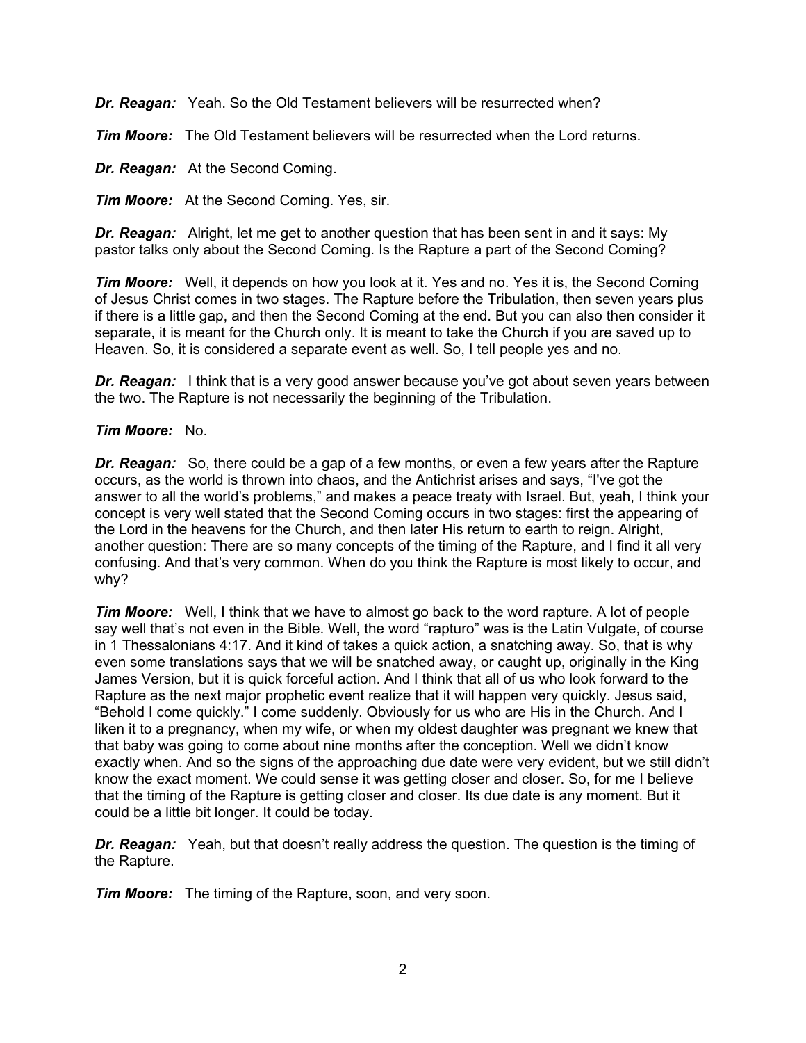***Dr. Reagan:*** Yeah. So the Old Testament believers will be resurrected when?

***Tim Moore:*** The Old Testament believers will be resurrected when the Lord returns.

***Dr. Reagan:*** At the Second Coming.

***Tim Moore:*** At the Second Coming. Yes, sir.

***Dr. Reagan:*** Alright, let me get to another question that has been sent in and it says: My pastor talks only about the Second Coming. Is the Rapture a part of the Second Coming?

***Tim Moore:*** Well, it depends on how you look at it. Yes and no. Yes it is, the Second Coming of Jesus Christ comes in two stages. The Rapture before the Tribulation, then seven years plus if there is a little gap, and then the Second Coming at the end. But you can also then consider it separate, it is meant for the Church only. It is meant to take the Church if you are saved up to Heaven. So, it is considered a separate event as well. So, I tell people yes and no.

***Dr. Reagan:*** I think that is a very good answer because you've got about seven years between the two. The Rapture is not necessarily the beginning of the Tribulation.

***Tim Moore:*** No.

***Dr. Reagan:*** So, there could be a gap of a few months, or even a few years after the Rapture occurs, as the world is thrown into chaos, and the Antichrist arises and says, "I've got the answer to all the world's problems," and makes a peace treaty with Israel. But, yeah, I think your concept is very well stated that the Second Coming occurs in two stages: first the appearing of the Lord in the heavens for the Church, and then later His return to earth to reign. Alright, another question: There are so many concepts of the timing of the Rapture, and I find it all very confusing. And that's very common. When do you think the Rapture is most likely to occur, and why?

***Tim Moore:*** Well, I think that we have to almost go back to the word rapture. A lot of people say well that's not even in the Bible. Well, the word "rapturo" was is the Latin Vulgate, of course in 1 Thessalonians 4:17. And it kind of takes a quick action, a snatching away. So, that is why even some translations says that we will be snatched away, or caught up, originally in the King James Version, but it is quick forceful action. And I think that all of us who look forward to the Rapture as the next major prophetic event realize that it will happen very quickly. Jesus said, "Behold I come quickly." I come suddenly. Obviously for us who are His in the Church. And I liken it to a pregnancy, when my wife, or when my oldest daughter was pregnant we knew that that baby was going to come about nine months after the conception. Well we didn't know exactly when. And so the signs of the approaching due date were very evident, but we still didn't know the exact moment. We could sense it was getting closer and closer. So, for me I believe that the timing of the Rapture is getting closer and closer. Its due date is any moment. But it could be a little bit longer. It could be today.

***Dr. Reagan:*** Yeah, but that doesn't really address the question. The question is the timing of the Rapture.

***Tim Moore:*** The timing of the Rapture, soon, and very soon.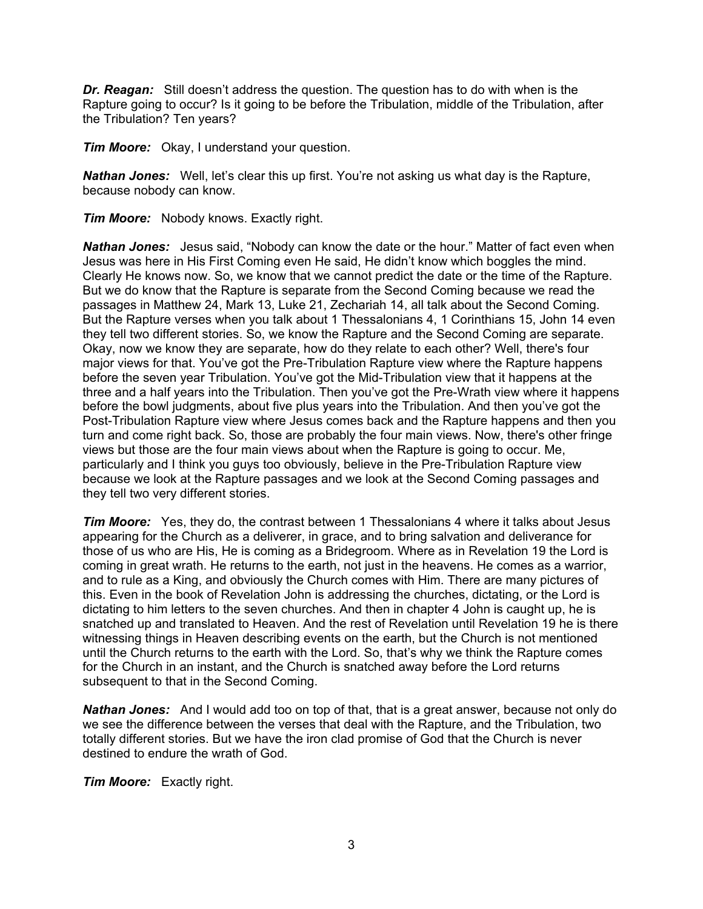***Dr. Reagan:*** Still doesn't address the question. The question has to do with when is the Rapture going to occur? Is it going to be before the Tribulation, middle of the Tribulation, after the Tribulation? Ten years?

***Tim Moore:*** Okay, I understand your question.

***Nathan Jones:*** Well, let's clear this up first. You're not asking us what day is the Rapture, because nobody can know.

***Tim Moore:*** Nobody knows. Exactly right.

***Nathan Jones:*** Jesus said, "Nobody can know the date or the hour." Matter of fact even when Jesus was here in His First Coming even He said, He didn't know which boggles the mind. Clearly He knows now. So, we know that we cannot predict the date or the time of the Rapture. But we do know that the Rapture is separate from the Second Coming because we read the passages in Matthew 24, Mark 13, Luke 21, Zechariah 14, all talk about the Second Coming. But the Rapture verses when you talk about 1 Thessalonians 4, 1 Corinthians 15, John 14 even they tell two different stories. So, we know the Rapture and the Second Coming are separate. Okay, now we know they are separate, how do they relate to each other? Well, there's four major views for that. You've got the Pre-Tribulation Rapture view where the Rapture happens before the seven year Tribulation. You've got the Mid-Tribulation view that it happens at the three and a half years into the Tribulation. Then you've got the Pre-Wrath view where it happens before the bowl judgments, about five plus years into the Tribulation. And then you've got the Post-Tribulation Rapture view where Jesus comes back and the Rapture happens and then you turn and come right back. So, those are probably the four main views. Now, there's other fringe views but those are the four main views about when the Rapture is going to occur. Me, particularly and I think you guys too obviously, believe in the Pre-Tribulation Rapture view because we look at the Rapture passages and we look at the Second Coming passages and they tell two very different stories.

***Tim Moore:*** Yes, they do, the contrast between 1 Thessalonians 4 where it talks about Jesus appearing for the Church as a deliverer, in grace, and to bring salvation and deliverance for those of us who are His, He is coming as a Bridegroom. Where as in Revelation 19 the Lord is coming in great wrath. He returns to the earth, not just in the heavens. He comes as a warrior, and to rule as a King, and obviously the Church comes with Him. There are many pictures of this. Even in the book of Revelation John is addressing the churches, dictating, or the Lord is dictating to him letters to the seven churches. And then in chapter 4 John is caught up, he is snatched up and translated to Heaven. And the rest of Revelation until Revelation 19 he is there witnessing things in Heaven describing events on the earth, but the Church is not mentioned until the Church returns to the earth with the Lord. So, that's why we think the Rapture comes for the Church in an instant, and the Church is snatched away before the Lord returns subsequent to that in the Second Coming.

***Nathan Jones:*** And I would add too on top of that, that is a great answer, because not only do we see the difference between the verses that deal with the Rapture, and the Tribulation, two totally different stories. But we have the iron clad promise of God that the Church is never destined to endure the wrath of God.

***Tim Moore:*** Exactly right.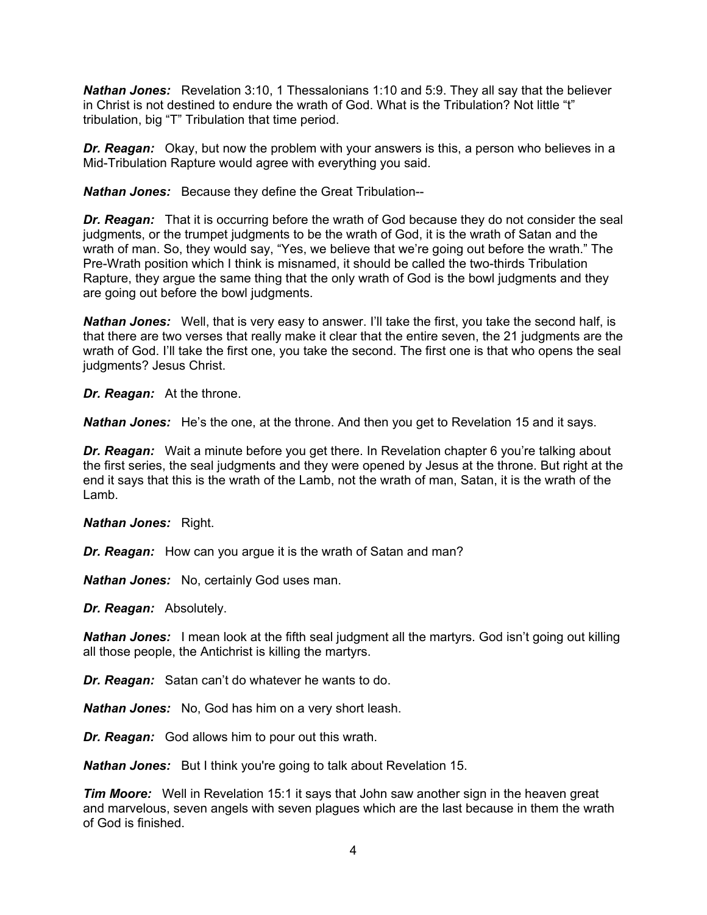***Nathan Jones:*** Revelation 3:10, 1 Thessalonians 1:10 and 5:9. They all say that the believer in Christ is not destined to endure the wrath of God. What is the Tribulation? Not little "t" tribulation, big "T" Tribulation that time period.

***Dr. Reagan:*** Okay, but now the problem with your answers is this, a person who believes in a Mid-Tribulation Rapture would agree with everything you said.

***Nathan Jones:*** Because they define the Great Tribulation--

***Dr. Reagan:*** That it is occurring before the wrath of God because they do not consider the seal judgments, or the trumpet judgments to be the wrath of God, it is the wrath of Satan and the wrath of man. So, they would say, "Yes, we believe that we're going out before the wrath." The Pre-Wrath position which I think is misnamed, it should be called the two-thirds Tribulation Rapture, they argue the same thing that the only wrath of God is the bowl judgments and they are going out before the bowl judgments.

***Nathan Jones:*** Well, that is very easy to answer. I'll take the first, you take the second half, is that there are two verses that really make it clear that the entire seven, the 21 judgments are the wrath of God. I'll take the first one, you take the second. The first one is that who opens the seal judgments? Jesus Christ.

***Dr. Reagan:*** At the throne.

***Nathan Jones:*** He's the one, at the throne. And then you get to Revelation 15 and it says.

***Dr. Reagan:*** Wait a minute before you get there. In Revelation chapter 6 you're talking about the first series, the seal judgments and they were opened by Jesus at the throne. But right at the end it says that this is the wrath of the Lamb, not the wrath of man, Satan, it is the wrath of the Lamb.

***Nathan Jones:*** Right.

***Dr. Reagan:*** How can you argue it is the wrath of Satan and man?

***Nathan Jones:*** No, certainly God uses man.

***Dr. Reagan:*** Absolutely.

***Nathan Jones:*** I mean look at the fifth seal judgment all the martyrs. God isn't going out killing all those people, the Antichrist is killing the martyrs.

***Dr. Reagan:*** Satan can't do whatever he wants to do.

***Nathan Jones:*** No, God has him on a very short leash.

***Dr. Reagan:*** God allows him to pour out this wrath.

***Nathan Jones:*** But I think you're going to talk about Revelation 15.

***Tim Moore:*** Well in Revelation 15:1 it says that John saw another sign in the heaven great and marvelous, seven angels with seven plagues which are the last because in them the wrath of God is finished.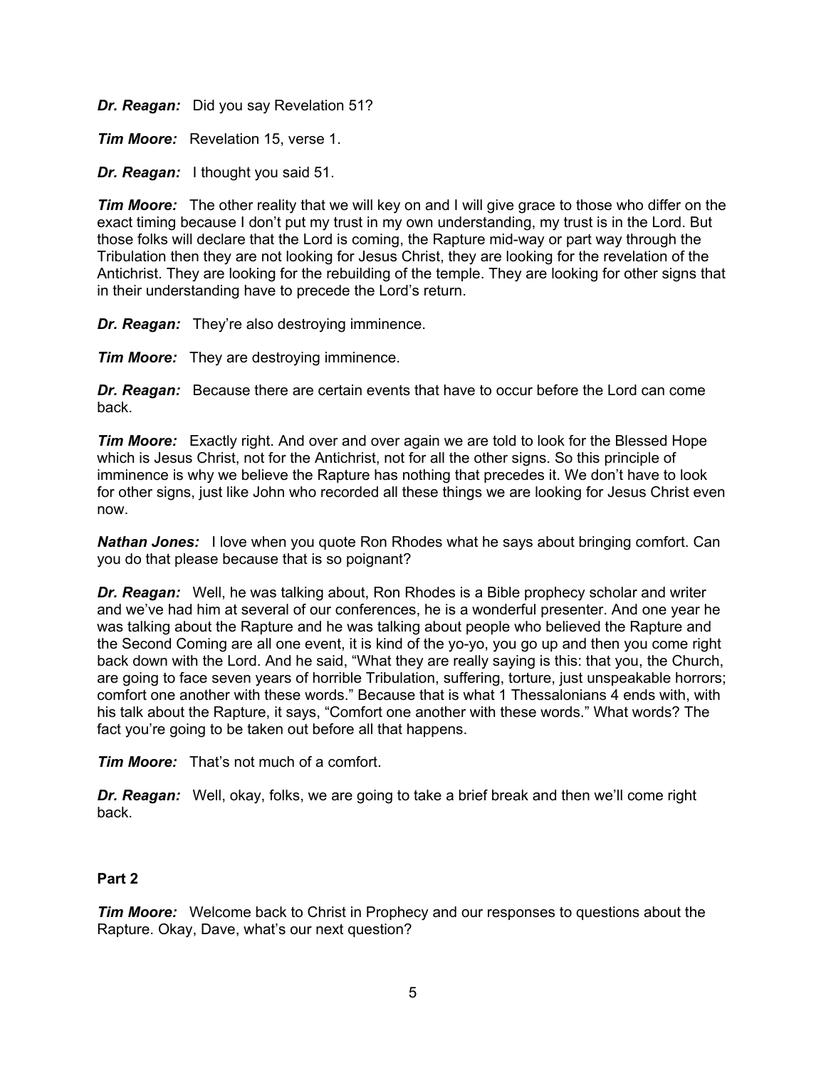***Dr. Reagan:*** Did you say Revelation 51?

***Tim Moore:*** Revelation 15, verse 1.

***Dr. Reagan:*** I thought you said 51.

***Tim Moore:*** The other reality that we will key on and I will give grace to those who differ on the exact timing because I don't put my trust in my own understanding, my trust is in the Lord. But those folks will declare that the Lord is coming, the Rapture mid-way or part way through the Tribulation then they are not looking for Jesus Christ, they are looking for the revelation of the Antichrist. They are looking for the rebuilding of the temple. They are looking for other signs that in their understanding have to precede the Lord's return.

***Dr. Reagan:*** They're also destroying imminence.

***Tim Moore:*** They are destroying imminence.

***Dr. Reagan:*** Because there are certain events that have to occur before the Lord can come back.

***Tim Moore:*** Exactly right. And over and over again we are told to look for the Blessed Hope which is Jesus Christ, not for the Antichrist, not for all the other signs. So this principle of imminence is why we believe the Rapture has nothing that precedes it. We don't have to look for other signs, just like John who recorded all these things we are looking for Jesus Christ even now.

***Nathan Jones:*** I love when you quote Ron Rhodes what he says about bringing comfort. Can you do that please because that is so poignant?

***Dr. Reagan:*** Well, he was talking about, Ron Rhodes is a Bible prophecy scholar and writer and we've had him at several of our conferences, he is a wonderful presenter. And one year he was talking about the Rapture and he was talking about people who believed the Rapture and the Second Coming are all one event, it is kind of the yo-yo, you go up and then you come right back down with the Lord. And he said, "What they are really saying is this: that you, the Church, are going to face seven years of horrible Tribulation, suffering, torture, just unspeakable horrors; comfort one another with these words." Because that is what 1 Thessalonians 4 ends with, with his talk about the Rapture, it says, "Comfort one another with these words." What words? The fact you're going to be taken out before all that happens.

***Tim Moore:*** That's not much of a comfort.

***Dr. Reagan:*** Well, okay, folks, we are going to take a brief break and then we'll come right back.

**Part 2**

***Tim Moore:*** Welcome back to Christ in Prophecy and our responses to questions about the Rapture. Okay, Dave, what's our next question?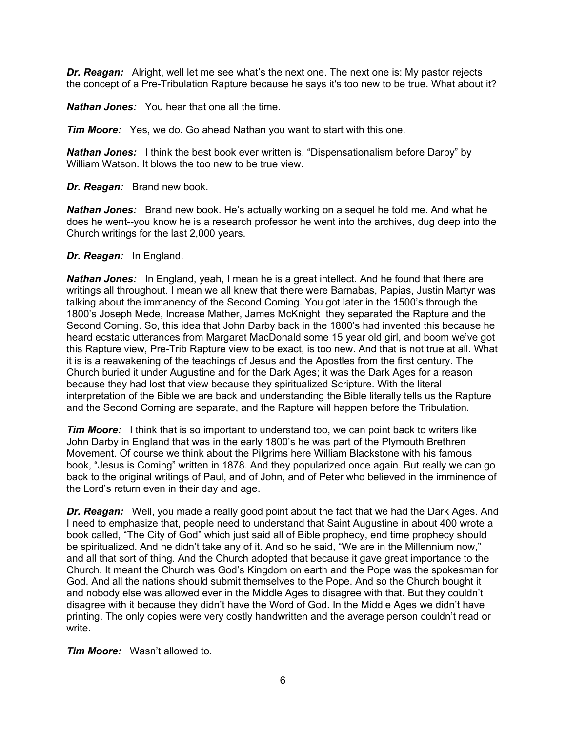***Dr. Reagan:*** Alright, well let me see what's the next one. The next one is: My pastor rejects the concept of a Pre-Tribulation Rapture because he says it's too new to be true. What about it?

***Nathan Jones:*** You hear that one all the time.

***Tim Moore:*** Yes, we do. Go ahead Nathan you want to start with this one.

***Nathan Jones:*** I think the best book ever written is, "Dispensationalism before Darby" by William Watson. It blows the too new to be true view.

***Dr. Reagan:*** Brand new book.

***Nathan Jones:*** Brand new book. He's actually working on a sequel he told me. And what he does he went--you know he is a research professor he went into the archives, dug deep into the Church writings for the last 2,000 years.

***Dr. Reagan:*** In England.

***Nathan Jones:*** In England, yeah, I mean he is a great intellect. And he found that there are writings all throughout. I mean we all knew that there were Barnabas, Papias, Justin Martyr was talking about the immanency of the Second Coming. You got later in the 1500's through the 1800's Joseph Mede, Increase Mather, James McKnight they separated the Rapture and the Second Coming. So, this idea that John Darby back in the 1800's had invented this because he heard ecstatic utterances from Margaret MacDonald some 15 year old girl, and boom we've got this Rapture view, Pre-Trib Rapture view to be exact, is too new. And that is not true at all. What it is is a reawakening of the teachings of Jesus and the Apostles from the first century. The Church buried it under Augustine and for the Dark Ages; it was the Dark Ages for a reason because they had lost that view because they spiritualized Scripture. With the literal interpretation of the Bible we are back and understanding the Bible literally tells us the Rapture and the Second Coming are separate, and the Rapture will happen before the Tribulation.

***Tim Moore:*** I think that is so important to understand too, we can point back to writers like John Darby in England that was in the early 1800's he was part of the Plymouth Brethren Movement. Of course we think about the Pilgrims here William Blackstone with his famous book, "Jesus is Coming" written in 1878. And they popularized once again. But really we can go back to the original writings of Paul, and of John, and of Peter who believed in the imminence of the Lord's return even in their day and age.

***Dr. Reagan:*** Well, you made a really good point about the fact that we had the Dark Ages. And I need to emphasize that, people need to understand that Saint Augustine in about 400 wrote a book called, "The City of God" which just said all of Bible prophecy, end time prophecy should be spiritualized. And he didn't take any of it. And so he said, "We are in the Millennium now," and all that sort of thing. And the Church adopted that because it gave great importance to the Church. It meant the Church was God's Kingdom on earth and the Pope was the spokesman for God. And all the nations should submit themselves to the Pope. And so the Church bought it and nobody else was allowed ever in the Middle Ages to disagree with that. But they couldn't disagree with it because they didn't have the Word of God. In the Middle Ages we didn't have printing. The only copies were very costly handwritten and the average person couldn't read or write.

***Tim Moore:*** Wasn't allowed to.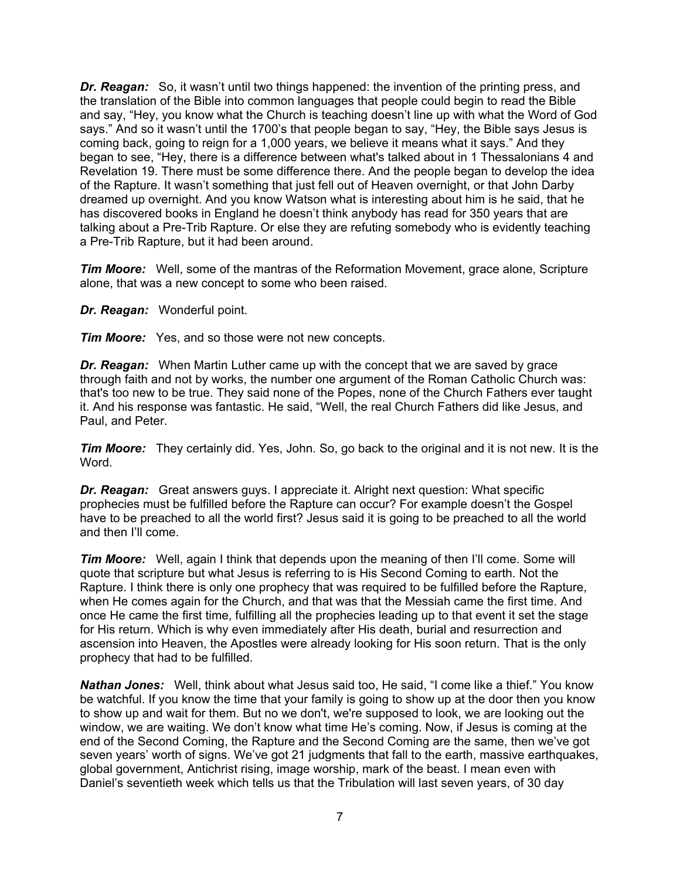***Dr. Reagan:*** So, it wasn't until two things happened: the invention of the printing press, and the translation of the Bible into common languages that people could begin to read the Bible and say, "Hey, you know what the Church is teaching doesn't line up with what the Word of God says." And so it wasn't until the 1700's that people began to say, "Hey, the Bible says Jesus is coming back, going to reign for a 1,000 years, we believe it means what it says." And they began to see, "Hey, there is a difference between what's talked about in 1 Thessalonians 4 and Revelation 19. There must be some difference there. And the people began to develop the idea of the Rapture. It wasn't something that just fell out of Heaven overnight, or that John Darby dreamed up overnight. And you know Watson what is interesting about him is he said, that he has discovered books in England he doesn't think anybody has read for 350 years that are talking about a Pre-Trib Rapture. Or else they are refuting somebody who is evidently teaching a Pre-Trib Rapture, but it had been around.

***Tim Moore:*** Well, some of the mantras of the Reformation Movement, grace alone, Scripture alone, that was a new concept to some who been raised.

***Dr. Reagan:*** Wonderful point.

***Tim Moore:*** Yes, and so those were not new concepts.

***Dr. Reagan:*** When Martin Luther came up with the concept that we are saved by grace through faith and not by works, the number one argument of the Roman Catholic Church was: that's too new to be true. They said none of the Popes, none of the Church Fathers ever taught it. And his response was fantastic. He said, "Well, the real Church Fathers did like Jesus, and Paul, and Peter.

***Tim Moore:*** They certainly did. Yes, John. So, go back to the original and it is not new. It is the Word.

***Dr. Reagan:*** Great answers guys. I appreciate it. Alright next question: What specific prophecies must be fulfilled before the Rapture can occur? For example doesn't the Gospel have to be preached to all the world first? Jesus said it is going to be preached to all the world and then I'll come.

***Tim Moore:*** Well, again I think that depends upon the meaning of then I'll come. Some will quote that scripture but what Jesus is referring to is His Second Coming to earth. Not the Rapture. I think there is only one prophecy that was required to be fulfilled before the Rapture, when He comes again for the Church, and that was that the Messiah came the first time. And once He came the first time, fulfilling all the prophecies leading up to that event it set the stage for His return. Which is why even immediately after His death, burial and resurrection and ascension into Heaven, the Apostles were already looking for His soon return. That is the only prophecy that had to be fulfilled.

***Nathan Jones:*** Well, think about what Jesus said too, He said, "I come like a thief." You know be watchful. If you know the time that your family is going to show up at the door then you know to show up and wait for them. But no we don't, we're supposed to look, we are looking out the window, we are waiting. We don't know what time He's coming. Now, if Jesus is coming at the end of the Second Coming, the Rapture and the Second Coming are the same, then we've got seven years' worth of signs. We've got 21 judgments that fall to the earth, massive earthquakes, global government, Antichrist rising, image worship, mark of the beast. I mean even with Daniel's seventieth week which tells us that the Tribulation will last seven years, of 30 day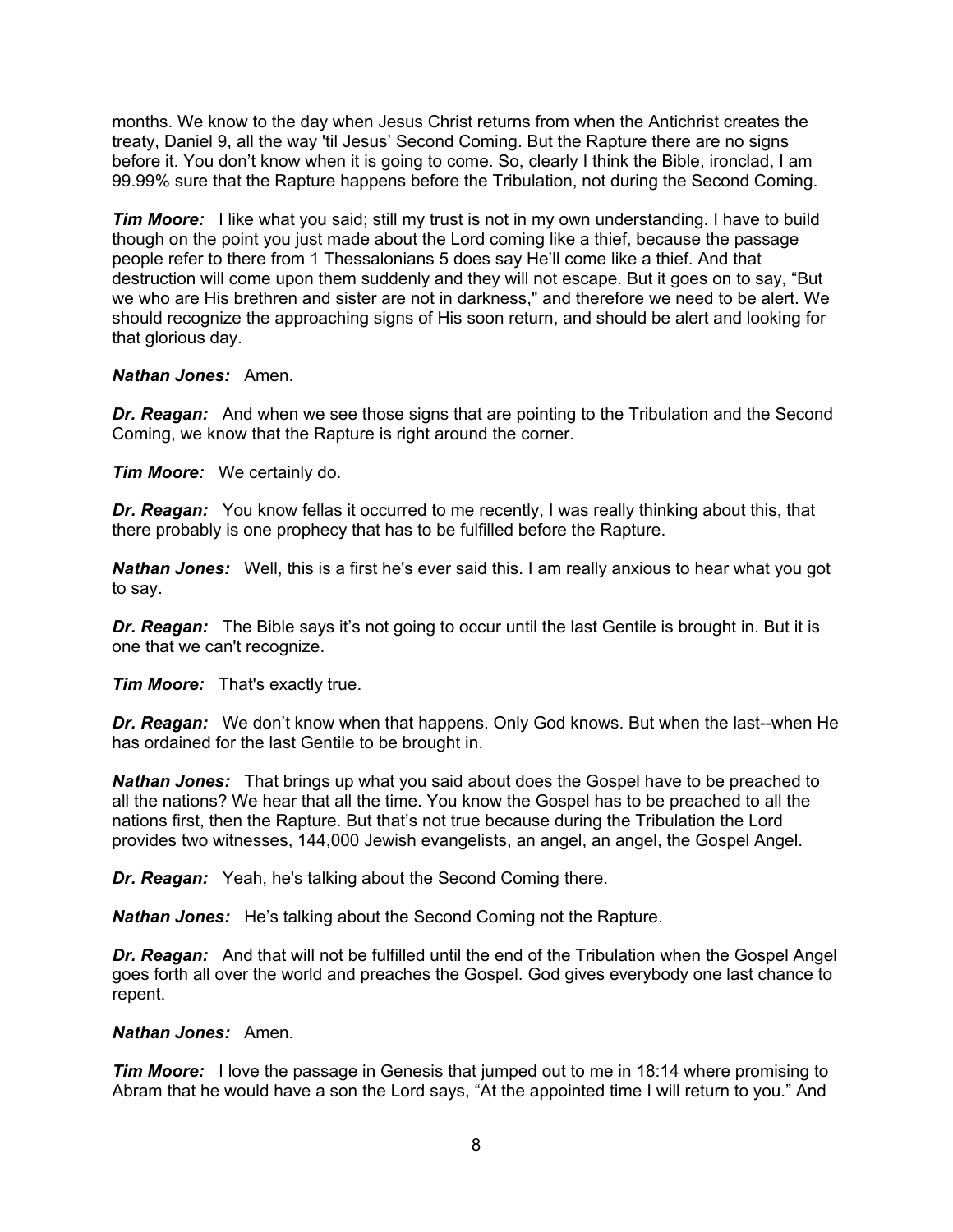months. We know to the day when Jesus Christ returns from when the Antichrist creates the treaty, Daniel 9, all the way 'til Jesus' Second Coming. But the Rapture there are no signs before it. You don't know when it is going to come. So, clearly I think the Bible, ironclad, I am 99.99% sure that the Rapture happens before the Tribulation, not during the Second Coming.

***Tim Moore:*** I like what you said; still my trust is not in my own understanding. I have to build though on the point you just made about the Lord coming like a thief, because the passage people refer to there from 1 Thessalonians 5 does say He'll come like a thief. And that destruction will come upon them suddenly and they will not escape. But it goes on to say, "But we who are His brethren and sister are not in darkness," and therefore we need to be alert. We should recognize the approaching signs of His soon return, and should be alert and looking for that glorious day.

***Nathan Jones:*** Amen.

***Dr. Reagan:*** And when we see those signs that are pointing to the Tribulation and the Second Coming, we know that the Rapture is right around the corner.

***Tim Moore:*** We certainly do.

***Dr. Reagan:*** You know fellas it occurred to me recently, I was really thinking about this, that there probably is one prophecy that has to be fulfilled before the Rapture.

***Nathan Jones:*** Well, this is a first he's ever said this. I am really anxious to hear what you got to say.

***Dr. Reagan:*** The Bible says it's not going to occur until the last Gentile is brought in. But it is one that we can't recognize.

***Tim Moore:*** That's exactly true.

***Dr. Reagan:*** We don't know when that happens. Only God knows. But when the last--when He has ordained for the last Gentile to be brought in.

***Nathan Jones:*** That brings up what you said about does the Gospel have to be preached to all the nations? We hear that all the time. You know the Gospel has to be preached to all the nations first, then the Rapture. But that's not true because during the Tribulation the Lord provides two witnesses, 144,000 Jewish evangelists, an angel, an angel, the Gospel Angel.

***Dr. Reagan:*** Yeah, he's talking about the Second Coming there.

***Nathan Jones:*** He's talking about the Second Coming not the Rapture.

***Dr. Reagan:*** And that will not be fulfilled until the end of the Tribulation when the Gospel Angel goes forth all over the world and preaches the Gospel. God gives everybody one last chance to repent.

***Nathan Jones:*** Amen.

***Tim Moore:*** I love the passage in Genesis that jumped out to me in 18:14 where promising to Abram that he would have a son the Lord says, "At the appointed time I will return to you." And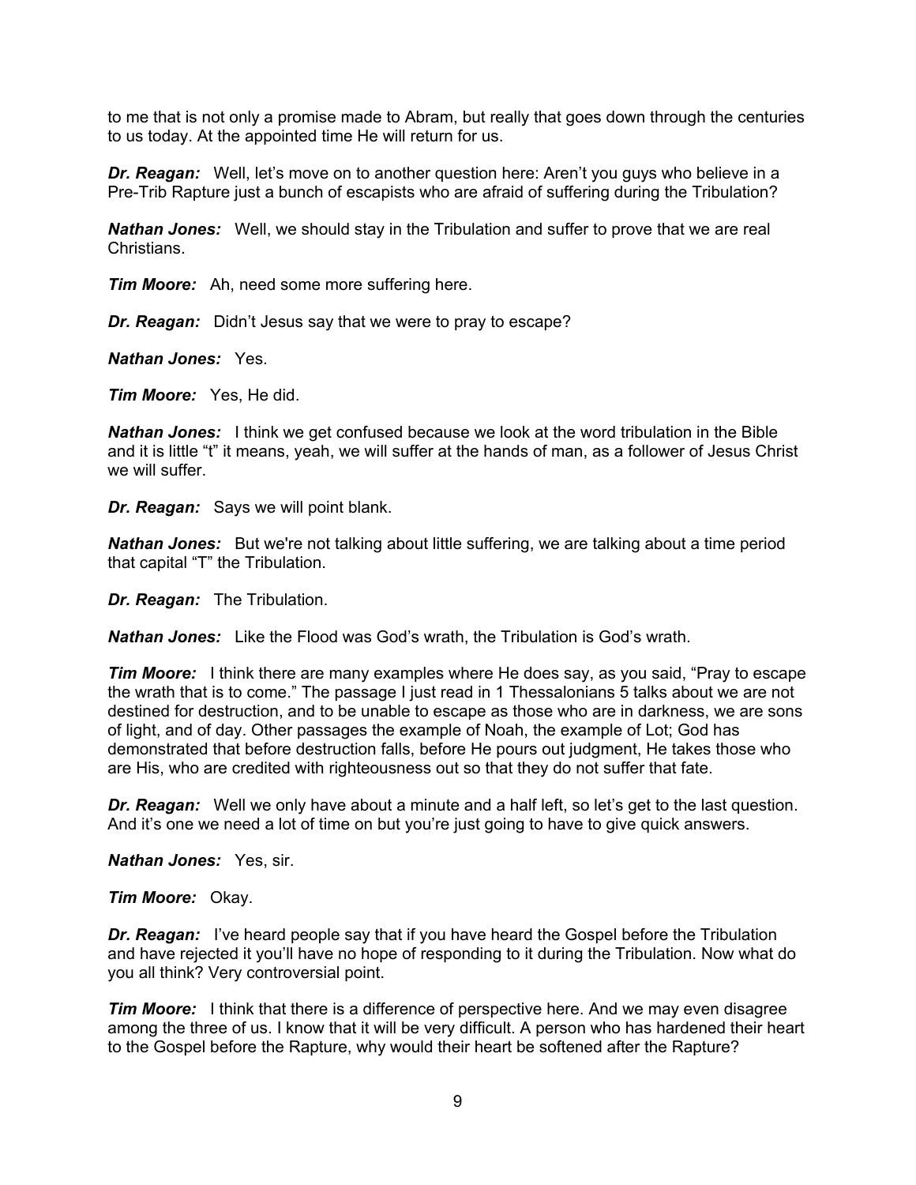to me that is not only a promise made to Abram, but really that goes down through the centuries to us today. At the appointed time He will return for us.

***Dr. Reagan:*** Well, let's move on to another question here: Aren't you guys who believe in a Pre-Trib Rapture just a bunch of escapists who are afraid of suffering during the Tribulation?

***Nathan Jones:*** Well, we should stay in the Tribulation and suffer to prove that we are real Christians.

***Tim Moore:*** Ah, need some more suffering here.

***Dr. Reagan:*** Didn't Jesus say that we were to pray to escape?

***Nathan Jones:*** Yes.

***Tim Moore:*** Yes, He did.

***Nathan Jones:*** I think we get confused because we look at the word tribulation in the Bible and it is little "t" it means, yeah, we will suffer at the hands of man, as a follower of Jesus Christ we will suffer.

***Dr. Reagan:*** Says we will point blank.

***Nathan Jones:*** But we're not talking about little suffering, we are talking about a time period that capital "T" the Tribulation.

***Dr. Reagan:*** The Tribulation.

***Nathan Jones:*** Like the Flood was God's wrath, the Tribulation is God's wrath.

***Tim Moore:*** I think there are many examples where He does say, as you said, "Pray to escape the wrath that is to come." The passage I just read in 1 Thessalonians 5 talks about we are not destined for destruction, and to be unable to escape as those who are in darkness, we are sons of light, and of day. Other passages the example of Noah, the example of Lot; God has demonstrated that before destruction falls, before He pours out judgment, He takes those who are His, who are credited with righteousness out so that they do not suffer that fate.

***Dr. Reagan:*** Well we only have about a minute and a half left, so let's get to the last question. And it's one we need a lot of time on but you're just going to have to give quick answers.

***Nathan Jones:*** Yes, sir.

***Tim Moore:*** Okay.

***Dr. Reagan:*** I've heard people say that if you have heard the Gospel before the Tribulation and have rejected it you'll have no hope of responding to it during the Tribulation. Now what do you all think? Very controversial point.

***Tim Moore:*** I think that there is a difference of perspective here. And we may even disagree among the three of us. I know that it will be very difficult. A person who has hardened their heart to the Gospel before the Rapture, why would their heart be softened after the Rapture?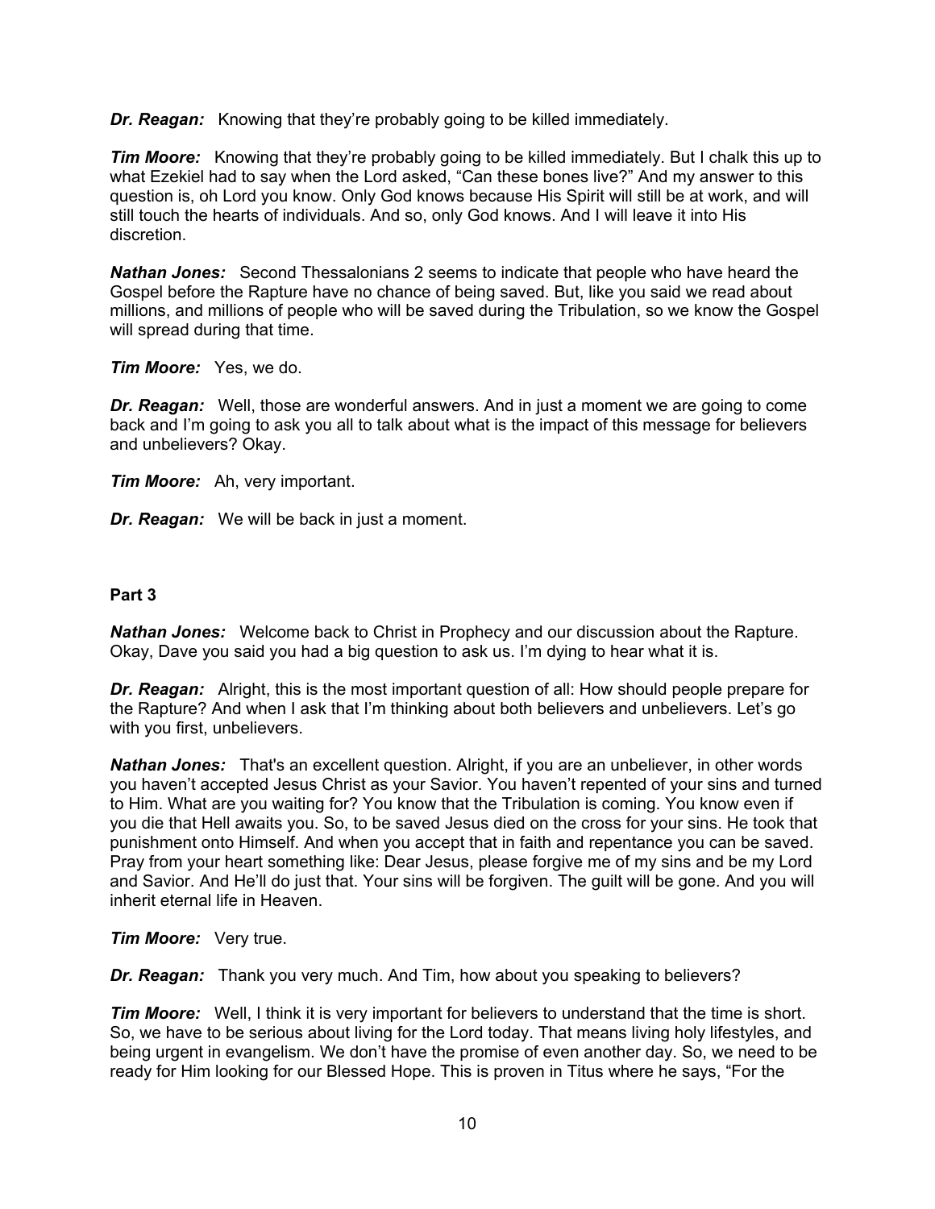***Dr. Reagan:*** Knowing that they're probably going to be killed immediately.

***Tim Moore:*** Knowing that they're probably going to be killed immediately. But I chalk this up to what Ezekiel had to say when the Lord asked, "Can these bones live?" And my answer to this question is, oh Lord you know. Only God knows because His Spirit will still be at work, and will still touch the hearts of individuals. And so, only God knows. And I will leave it into His discretion.

***Nathan Jones:*** Second Thessalonians 2 seems to indicate that people who have heard the Gospel before the Rapture have no chance of being saved. But, like you said we read about millions, and millions of people who will be saved during the Tribulation, so we know the Gospel will spread during that time.

***Tim Moore:*** Yes, we do.

***Dr. Reagan:*** Well, those are wonderful answers. And in just a moment we are going to come back and I'm going to ask you all to talk about what is the impact of this message for believers and unbelievers? Okay.

***Tim Moore:*** Ah, very important.

***Dr. Reagan:*** We will be back in just a moment.

**Part 3**

***Nathan Jones:*** Welcome back to Christ in Prophecy and our discussion about the Rapture. Okay, Dave you said you had a big question to ask us. I'm dying to hear what it is.

***Dr. Reagan:*** Alright, this is the most important question of all: How should people prepare for the Rapture? And when I ask that I'm thinking about both believers and unbelievers. Let's go with you first, unbelievers.

***Nathan Jones:*** That's an excellent question. Alright, if you are an unbeliever, in other words you haven't accepted Jesus Christ as your Savior. You haven't repented of your sins and turned to Him. What are you waiting for? You know that the Tribulation is coming. You know even if you die that Hell awaits you. So, to be saved Jesus died on the cross for your sins. He took that punishment onto Himself. And when you accept that in faith and repentance you can be saved. Pray from your heart something like: Dear Jesus, please forgive me of my sins and be my Lord and Savior. And He'll do just that. Your sins will be forgiven. The guilt will be gone. And you will inherit eternal life in Heaven.

***Tim Moore:*** Very true.

***Dr. Reagan:*** Thank you very much. And Tim, how about you speaking to believers?

***Tim Moore:*** Well, I think it is very important for believers to understand that the time is short. So, we have to be serious about living for the Lord today. That means living holy lifestyles, and being urgent in evangelism. We don't have the promise of even another day. So, we need to be ready for Him looking for our Blessed Hope. This is proven in Titus where he says, "For the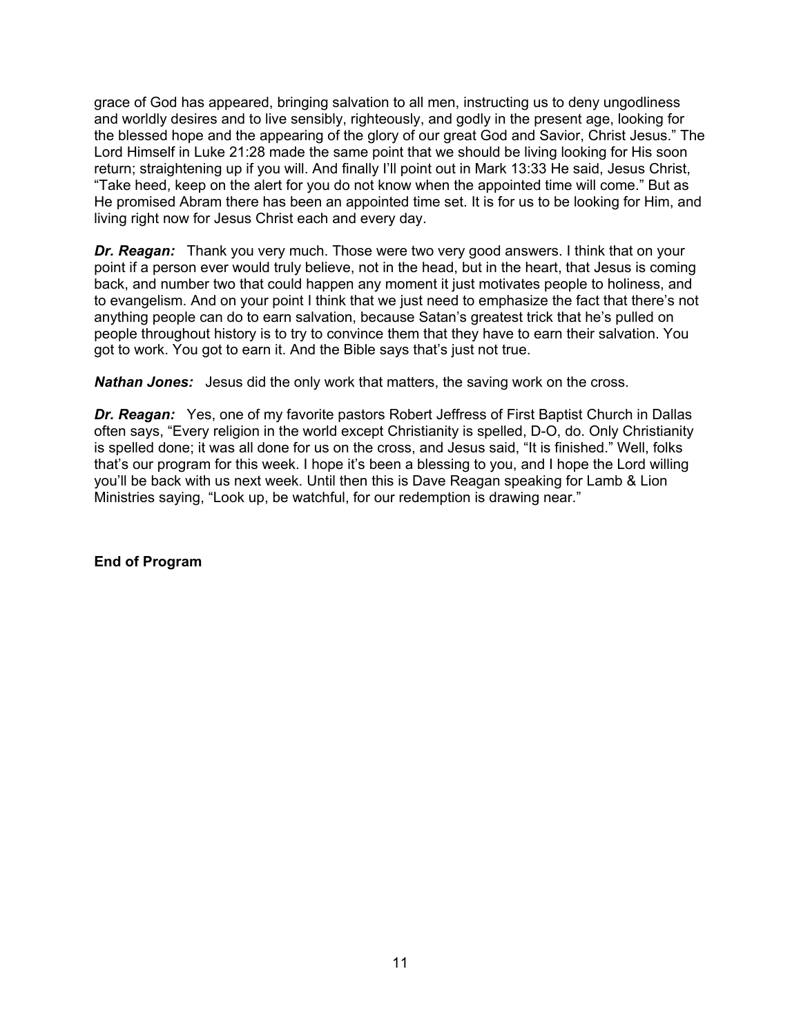grace of God has appeared, bringing salvation to all men, instructing us to deny ungodliness and worldly desires and to live sensibly, righteously, and godly in the present age, looking for the blessed hope and the appearing of the glory of our great God and Savior, Christ Jesus." The Lord Himself in Luke 21:28 made the same point that we should be living looking for His soon return; straightening up if you will. And finally I'll point out in Mark 13:33 He said, Jesus Christ, "Take heed, keep on the alert for you do not know when the appointed time will come." But as He promised Abram there has been an appointed time set. It is for us to be looking for Him, and living right now for Jesus Christ each and every day.

***Dr. Reagan:*** Thank you very much. Those were two very good answers. I think that on your point if a person ever would truly believe, not in the head, but in the heart, that Jesus is coming back, and number two that could happen any moment it just motivates people to holiness, and to evangelism. And on your point I think that we just need to emphasize the fact that there's not anything people can do to earn salvation, because Satan's greatest trick that he's pulled on people throughout history is to try to convince them that they have to earn their salvation. You got to work. You got to earn it. And the Bible says that's just not true.

***Nathan Jones:*** Jesus did the only work that matters, the saving work on the cross.

***Dr. Reagan:*** Yes, one of my favorite pastors Robert Jeffress of First Baptist Church in Dallas often says, "Every religion in the world except Christianity is spelled, D-O, do. Only Christianity is spelled done; it was all done for us on the cross, and Jesus said, "It is finished." Well, folks that's our program for this week. I hope it's been a blessing to you, and I hope the Lord willing you'll be back with us next week. Until then this is Dave Reagan speaking for Lamb & Lion Ministries saying, "Look up, be watchful, for our redemption is drawing near."

**End of Program**